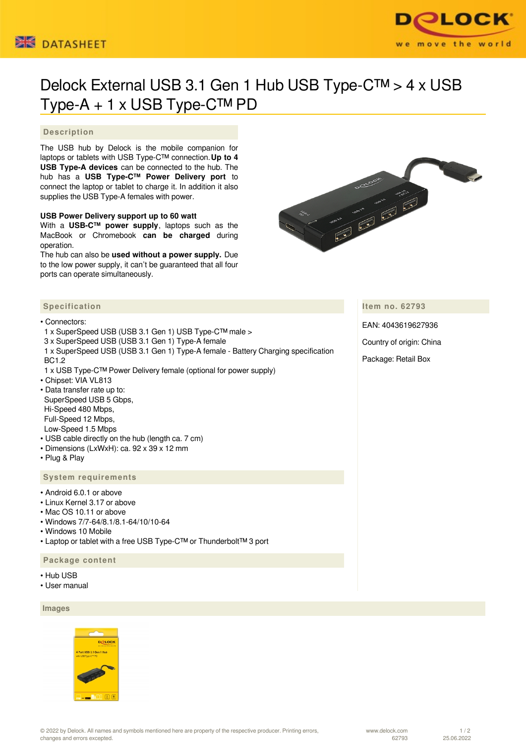# Delock External USB 3.1 Gen 1 Hub USB Type-C™ > 4 x USB Type-A + 1 x USB Type-C™ PD

## Description

The USB hub by Delock is the mobile companion for laptops or tablets with USB Type-C™ connection. **Up to 4 USB Type-A devices** can be connected to the hub. The hub has a **USB Type-C™ Power Delivery port** to connect the laptop or tablet to charge it. In addition it also supplies the USB Type-A females with power.

**USB Power Delivery support up to 60 watt**
With a **USB-C™ power supply**, laptops such as the MacBook or Chromebook **can be charged** during operation.
The hub can also be **used without a power supply.** Due to the low power supply, it can't be guaranteed that all four ports can operate simultaneously.

## Specification

- Connectors:
  1 x SuperSpeed USB (USB 3.1 Gen 1) USB Type-C™ male >
  3 x SuperSpeed USB (USB 3.1 Gen 1) Type-A female
  1 x SuperSpeed USB (USB 3.1 Gen 1) Type-A female - Battery Charging specification BC1.2
  1 x USB Type-C™ Power Delivery female (optional for power supply)
- Chipset: VIA VL813
- Data transfer rate up to:
  SuperSpeed USB 5 Gbps,
  Hi-Speed 480 Mbps,
  Full-Speed 12 Mbps,
  Low-Speed 1.5 Mbps
- USB cable directly on the hub (length ca. 7 cm)
- Dimensions (LxWxH): ca. 92 x 39 x 12 mm
- Plug & Play

## System requirements

- Android 6.0.1 or above
- Linux Kernel 3.17 or above
- Mac OS 10.11 or above
- Windows 7/7-64/8.1/8.1-64/10/10-64
- Windows 10 Mobile
- Laptop or tablet with a free USB Type-C™ or Thunderbolt™ 3 port

## Package content

- Hub USB
- User manual

## Item no. 62793

EAN: 4043619627936

Country of origin: China

Package: Retail Box

## Images

© 2022 by Delock. All names and symbols mentioned here are property of the respective producer. Printing errors, changes and errors excepted.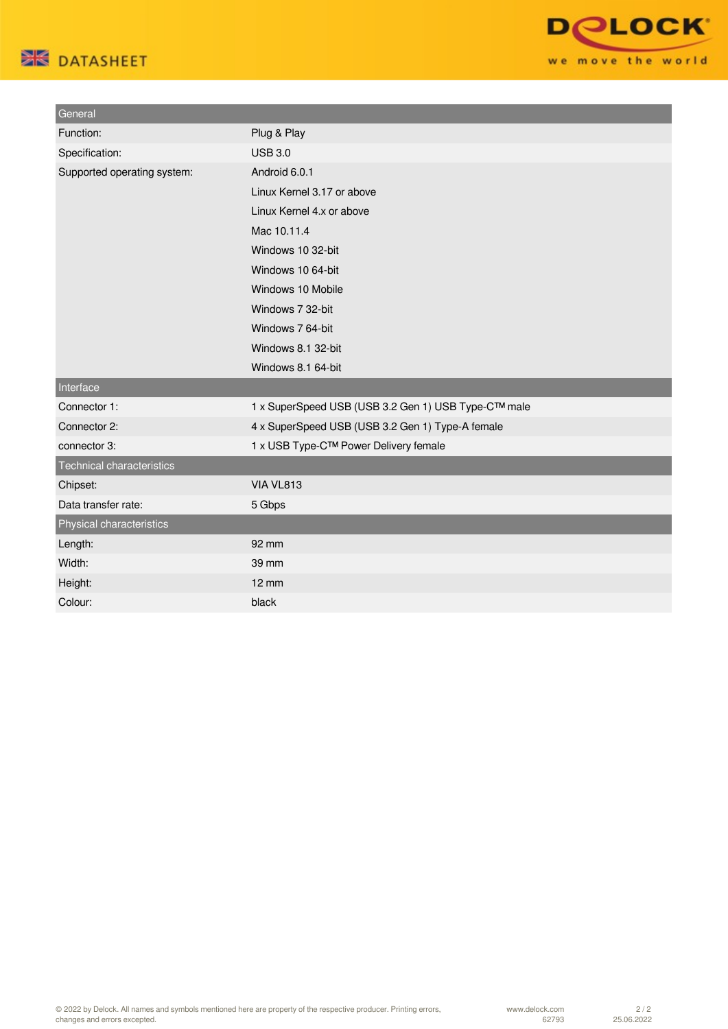| | |
|---|---|
| **General** | |
| Function: | Plug & Play |
| Specification: | USB 3.0 |
| Supported operating system: | Android 6.0.1 |
| | Linux Kernel 3.17 or above |
| | Linux Kernel 4.x or above |
| | Mac 10.11.4 |
| | Windows 10 32-bit |
| | Windows 10 64-bit |
| | Windows 10 Mobile |
| | Windows 7 32-bit |
| | Windows 7 64-bit |
| | Windows 8.1 32-bit |
| | Windows 8.1 64-bit |
| **Interface** | |
| Connector 1: | 1 x SuperSpeed USB (USB 3.2 Gen 1) USB Type-C™ male |
| Connector 2: | 4 x SuperSpeed USB (USB 3.2 Gen 1) Type-A female |
| connector 3: | 1 x USB Type-C™ Power Delivery female |
| **Technical characteristics** | |
| Chipset: | VIA VL813 |
| Data transfer rate: | 5 Gbps |
| **Physical characteristics** | |
| Length: | 92 mm |
| Width: | 39 mm |
| Height: | 12 mm |
| Colour: | black |

© 2022 by Delock. All names and symbols mentioned here are property of the respective producer. Printing errors, changes and errors excepted.

www.delock.com
62793
25.06.2022